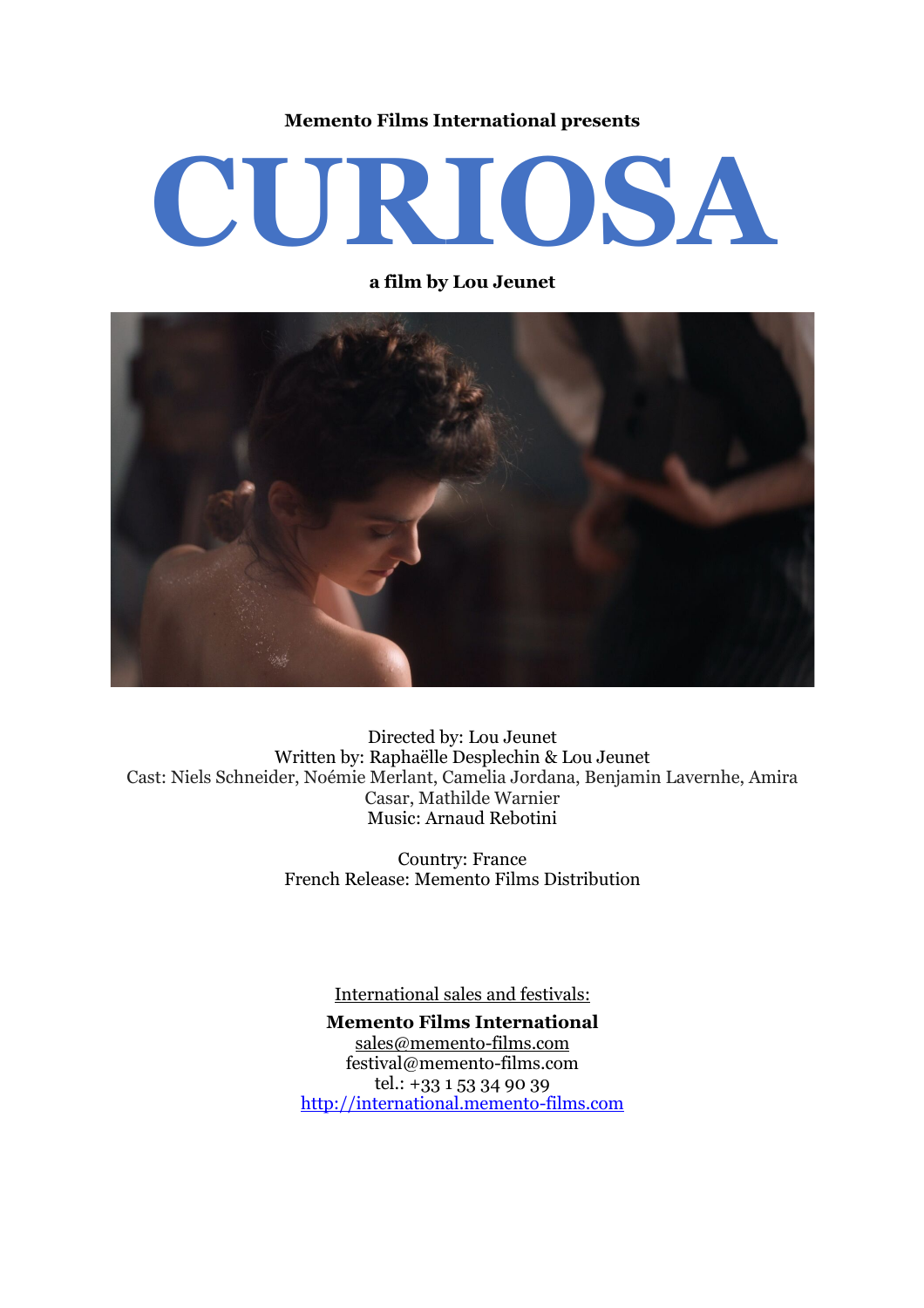**Memento Films International presents**

# CURIOSA

**a film by Lou Jeunet**

Directed by: Lou Jeunet
Written by: Raphaëlle Desplechin & Lou Jeunet
Cast: Niels Schneider, Noémie Merlant, Camelia Jordana, Benjamin Lavernhe, Amira Casar, Mathilde Warnier
Music: Arnaud Rebotini

Country: France
French Release: Memento Films Distribution

International sales and festivals:

**Memento Films International**
sales@memento-films.com
festival@memento-films.com
tel.: +33 1 53 34 90 39
http://international.memento-films.com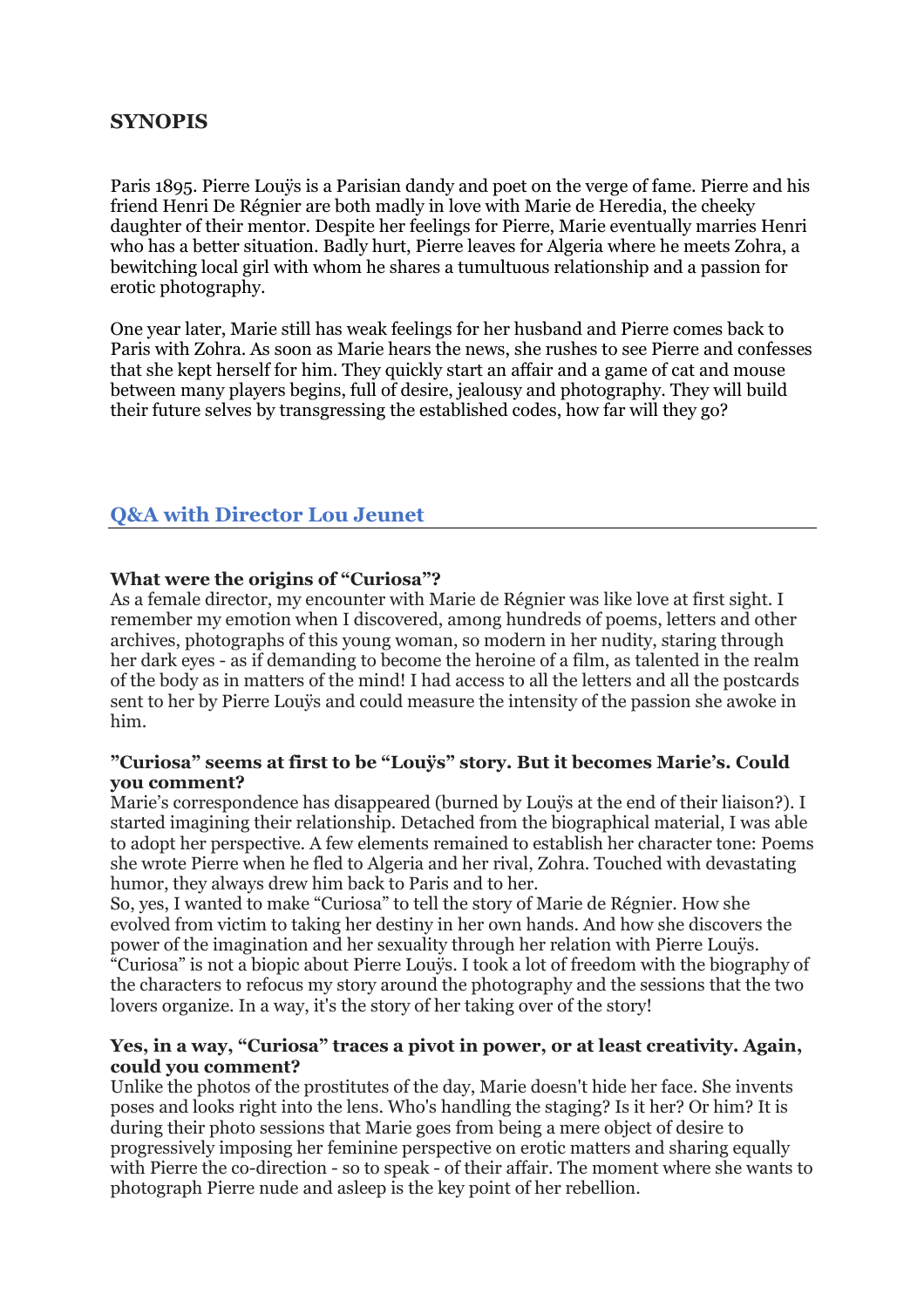## SYNOPIS

Paris 1895. Pierre Louÿs is a Parisian dandy and poet on the verge of fame. Pierre and his friend Henri De Régnier are both madly in love with Marie de Heredia, the cheeky daughter of their mentor. Despite her feelings for Pierre, Marie eventually marries Henri who has a better situation. Badly hurt, Pierre leaves for Algeria where he meets Zohra, a bewitching local girl with whom he shares a tumultuous relationship and a passion for erotic photography.

One year later, Marie still has weak feelings for her husband and Pierre comes back to Paris with Zohra. As soon as Marie hears the news, she rushes to see Pierre and confesses that she kept herself for him. They quickly start an affair and a game of cat and mouse between many players begins, full of desire, jealousy and photography. They will build their future selves by transgressing the established codes, how far will they go?

## Q&A with Director Lou Jeunet

**What were the origins of "Curiosa"?**

As a female director, my encounter with Marie de Régnier was like love at first sight. I remember my emotion when I discovered, among hundreds of poems, letters and other archives, photographs of this young woman, so modern in her nudity, staring through her dark eyes - as if demanding to become the heroine of a film, as talented in the realm of the body as in matters of the mind! I had access to all the letters and all the postcards sent to her by Pierre Louÿs and could measure the intensity of the passion she awoke in him.

**"Curiosa" seems at first to be "Louÿs" story. But it becomes Marie's. Could you comment?**

Marie's correspondence has disappeared (burned by Louÿs at the end of their liaison?). I started imagining their relationship. Detached from the biographical material, I was able to adopt her perspective. A few elements remained to establish her character tone: Poems she wrote Pierre when he fled to Algeria and her rival, Zohra. Touched with devastating humor, they always drew him back to Paris and to her.

So, yes, I wanted to make "Curiosa" to tell the story of Marie de Régnier. How she evolved from victim to taking her destiny in her own hands. And how she discovers the power of the imagination and her sexuality through her relation with Pierre Louÿs. "Curiosa" is not a biopic about Pierre Louÿs. I took a lot of freedom with the biography of the characters to refocus my story around the photography and the sessions that the two lovers organize. In a way, it's the story of her taking over of the story!

**Yes, in a way, "Curiosa" traces a pivot in power, or at least creativity. Again, could you comment?**

Unlike the photos of the prostitutes of the day, Marie doesn't hide her face. She invents poses and looks right into the lens. Who's handling the staging? Is it her? Or him? It is during their photo sessions that Marie goes from being a mere object of desire to progressively imposing her feminine perspective on erotic matters and sharing equally with Pierre the co-direction - so to speak - of their affair. The moment where she wants to photograph Pierre nude and asleep is the key point of her rebellion.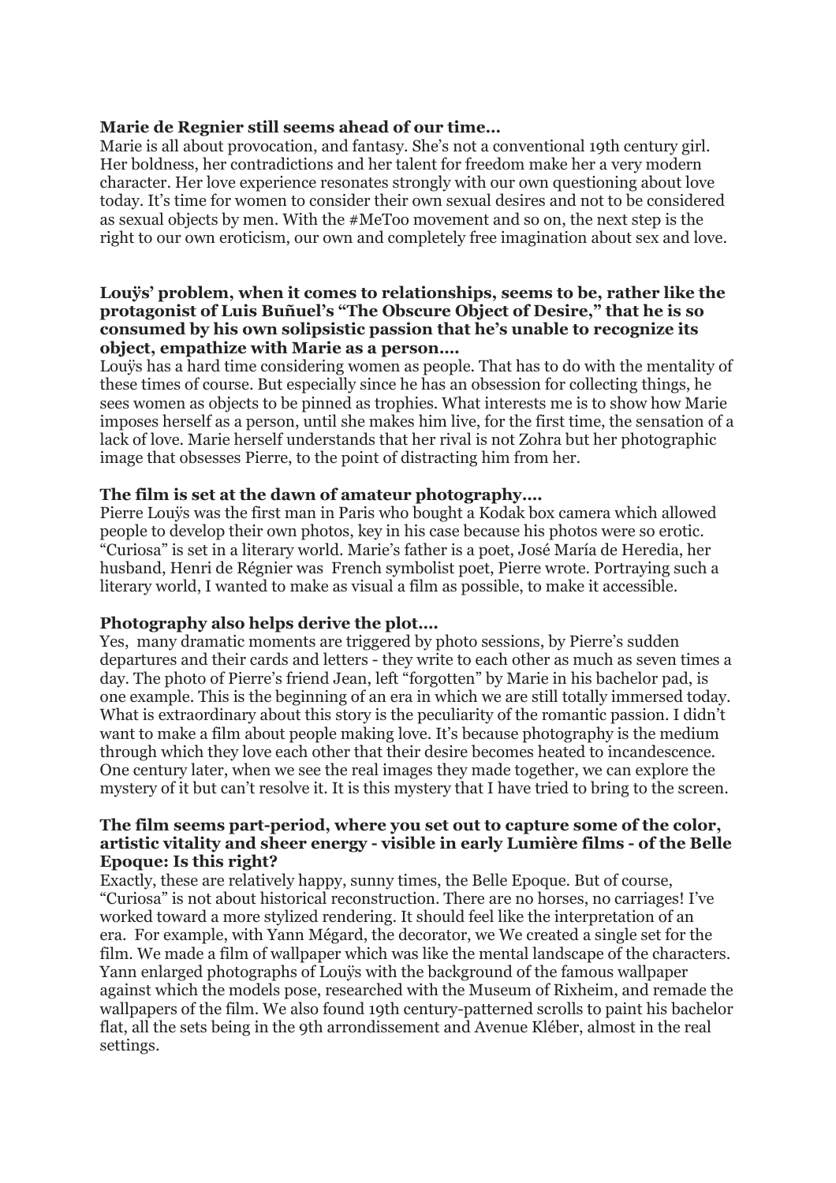**Marie de Regnier still seems ahead of our time…**

Marie is all about provocation, and fantasy. She's not a conventional 19th century girl. Her boldness, her contradictions and her talent for freedom make her a very modern character. Her love experience resonates strongly with our own questioning about love today. It's time for women to consider their own sexual desires and not to be considered as sexual objects by men. With the #MeToo movement and so on, the next step is the right to our own eroticism, our own and completely free imagination about sex and love.

**Louÿs' problem, when it comes to relationships, seems to be, rather like the protagonist of Luis Buñuel's "The Obscure Object of Desire," that he is so consumed by his own solipsistic passion that he's unable to recognize its object, empathize with Marie as a person….**

Louÿs has a hard time considering women as people. That has to do with the mentality of these times of course. But especially since he has an obsession for collecting things, he sees women as objects to be pinned as trophies. What interests me is to show how Marie imposes herself as a person, until she makes him live, for the first time, the sensation of a lack of love. Marie herself understands that her rival is not Zohra but her photographic image that obsesses Pierre, to the point of distracting him from her.

**The film is set at the dawn of amateur photography….**

Pierre Louÿs was the first man in Paris who bought a Kodak box camera which allowed people to develop their own photos, key in his case because his photos were so erotic. "Curiosa" is set in a literary world. Marie's father is a poet, José María de Heredia, her husband, Henri de Régnier was French symbolist poet, Pierre wrote. Portraying such a literary world, I wanted to make as visual a film as possible, to make it accessible.

**Photography also helps derive the plot….**

Yes, many dramatic moments are triggered by photo sessions, by Pierre's sudden departures and their cards and letters - they write to each other as much as seven times a day. The photo of Pierre's friend Jean, left "forgotten" by Marie in his bachelor pad, is one example. This is the beginning of an era in which we are still totally immersed today. What is extraordinary about this story is the peculiarity of the romantic passion. I didn't want to make a film about people making love. It's because photography is the medium through which they love each other that their desire becomes heated to incandescence. One century later, when we see the real images they made together, we can explore the mystery of it but can't resolve it. It is this mystery that I have tried to bring to the screen.

**The film seems part-period, where you set out to capture some of the color, artistic vitality and sheer energy - visible in early Lumière films - of the Belle Epoque: Is this right?**

Exactly, these are relatively happy, sunny times, the Belle Epoque. But of course, "Curiosa" is not about historical reconstruction. There are no horses, no carriages! I've worked toward a more stylized rendering. It should feel like the interpretation of an era. For example, with Yann Mégard, the decorator, we We created a single set for the film. We made a film of wallpaper which was like the mental landscape of the characters. Yann enlarged photographs of Louÿs with the background of the famous wallpaper against which the models pose, researched with the Museum of Rixheim, and remade the wallpapers of the film. We also found 19th century-patterned scrolls to paint his bachelor flat, all the sets being in the 9th arrondissement and Avenue Kléber, almost in the real settings.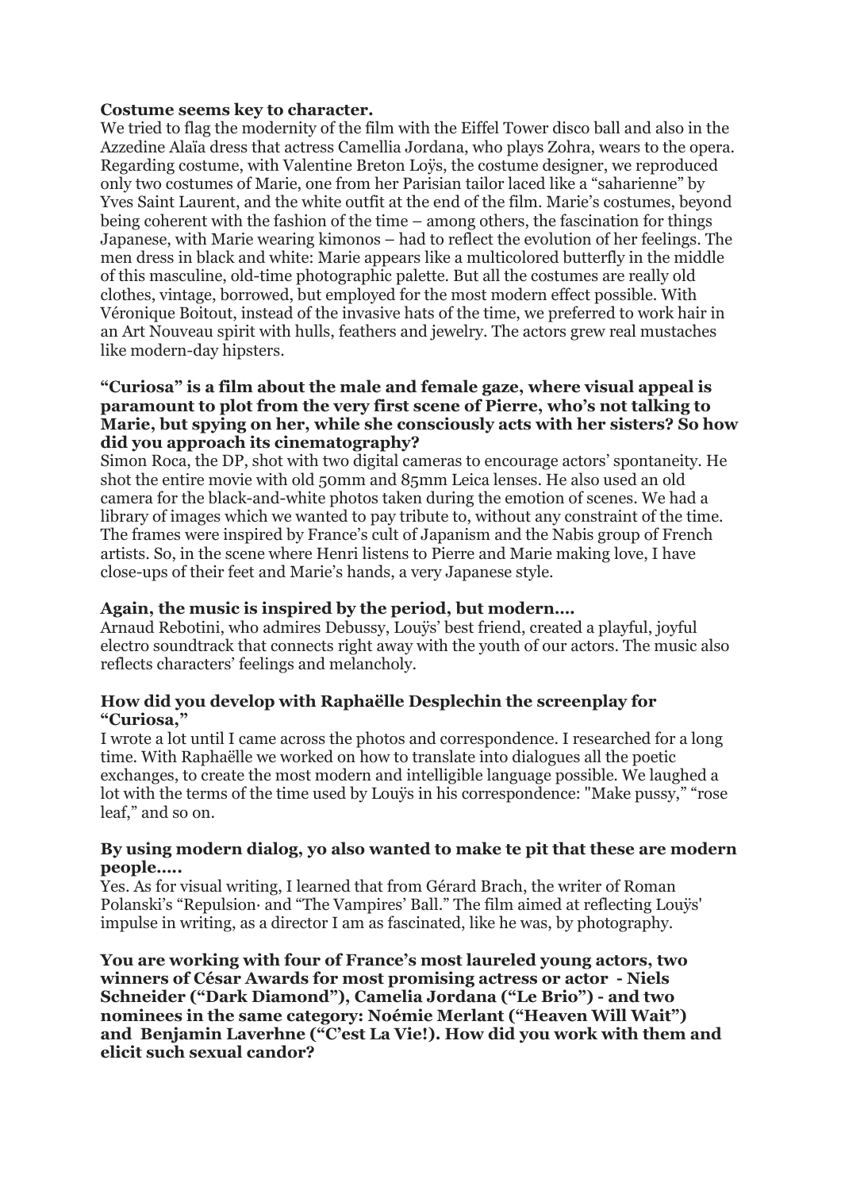**Costume seems key to character.**

We tried to flag the modernity of the film with the Eiffel Tower disco ball and also in the Azzedine Alaïa dress that actress Camellia Jordana, who plays Zohra, wears to the opera. Regarding costume, with Valentine Breton Loÿs, the costume designer, we reproduced only two costumes of Marie, one from her Parisian tailor laced like a "saharienne" by Yves Saint Laurent, and the white outfit at the end of the film. Marie's costumes, beyond being coherent with the fashion of the time – among others, the fascination for things Japanese, with Marie wearing kimonos – had to reflect the evolution of her feelings. The men dress in black and white: Marie appears like a multicolored butterfly in the middle of this masculine, old-time photographic palette. But all the costumes are really old clothes, vintage, borrowed, but employed for the most modern effect possible. With Véronique Boitout, instead of the invasive hats of the time, we preferred to work hair in an Art Nouveau spirit with hulls, feathers and jewelry. The actors grew real mustaches like modern-day hipsters.

**"Curiosa" is a film about the male and female gaze, where visual appeal is paramount to plot from the very first scene of Pierre, who's not talking to Marie, but spying on her, while she consciously acts with her sisters? So how did you approach its cinematography?**

Simon Roca, the DP, shot with two digital cameras to encourage actors' spontaneity. He shot the entire movie with old 50mm and 85mm Leica lenses. He also used an old camera for the black-and-white photos taken during the emotion of scenes. We had a library of images which we wanted to pay tribute to, without any constraint of the time. The frames were inspired by France's cult of Japanism and the Nabis group of French artists. So, in the scene where Henri listens to Pierre and Marie making love, I have close-ups of their feet and Marie's hands, a very Japanese style.

**Again, the music is inspired by the period, but modern....**

Arnaud Rebotini, who admires Debussy, Louÿs' best friend, created a playful, joyful electro soundtrack that connects right away with the youth of our actors. The music also reflects characters' feelings and melancholy.

**How did you develop with Raphaëlle Desplechin the screenplay for "Curiosa,"**

I wrote a lot until I came across the photos and correspondence. I researched for a long time. With Raphaëlle we worked on how to translate into dialogues all the poetic exchanges, to create the most modern and intelligible language possible. We laughed a lot with the terms of the time used by Louÿs in his correspondence: "Make pussy," "rose leaf," and so on.

**By using modern dialog, yo also wanted to make te pit that these are modern people.....**

Yes. As for visual writing, I learned that from Gérard Brach, the writer of Roman Polanski's "Repulsion· and "The Vampires' Ball." The film aimed at reflecting Louÿs' impulse in writing, as a director I am as fascinated, like he was, by photography.

**You are working with four of France's most laureled young actors, two winners of César Awards for most promising actress or actor - Niels Schneider ("Dark Diamond"), Camelia Jordana ("Le Brio") - and two nominees in the same category: Noémie Merlant ("Heaven Will Wait") and Benjamin Laverhne ("C'est La Vie!). How did you work with them and elicit such sexual candor?**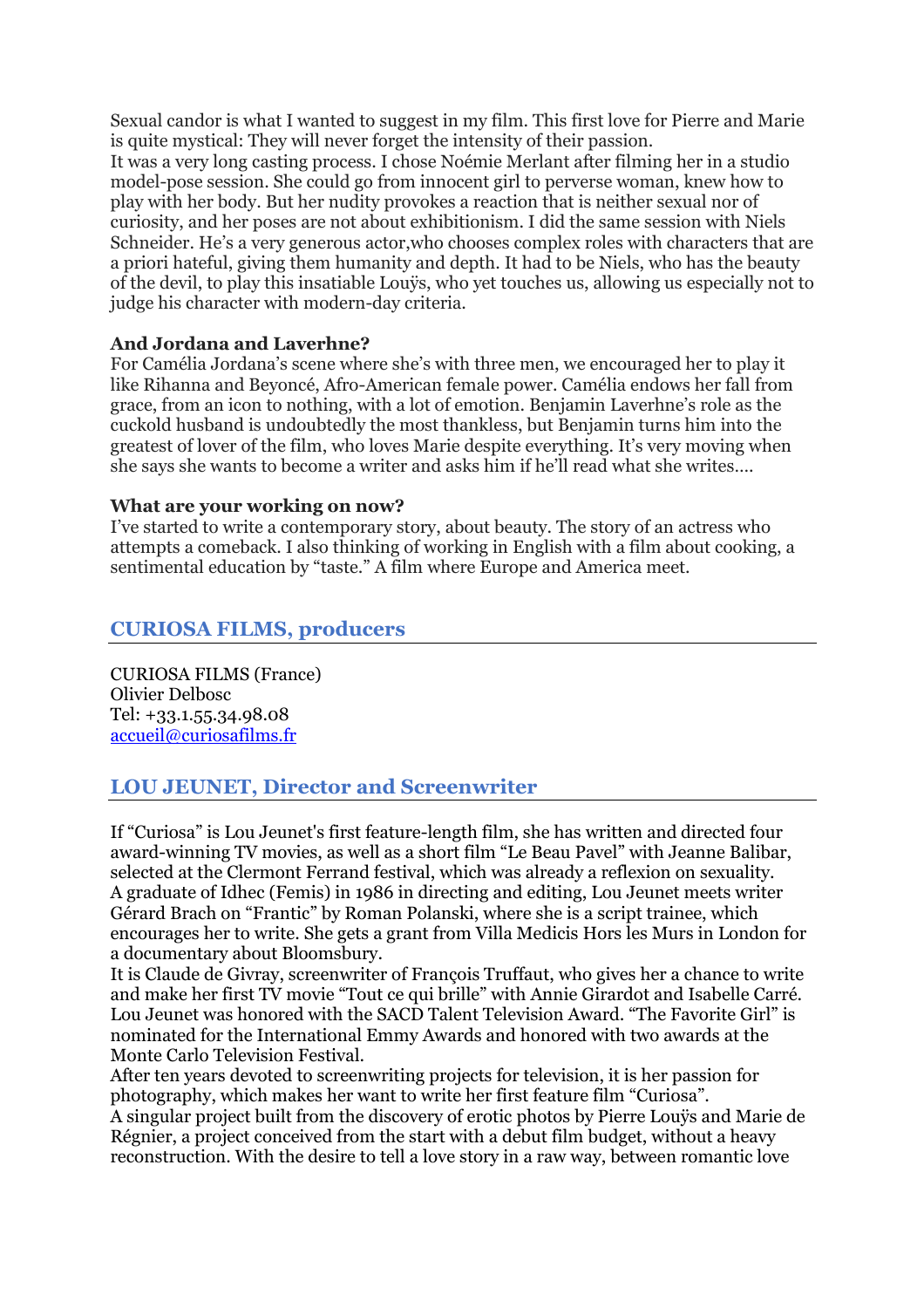Sexual candor is what I wanted to suggest in my film. This first love for Pierre and Marie is quite mystical: They will never forget the intensity of their passion.
It was a very long casting process. I chose Noémie Merlant after filming her in a studio model-pose session. She could go from innocent girl to perverse woman, knew how to play with her body. But her nudity provokes a reaction that is neither sexual nor of curiosity, and her poses are not about exhibitionism. I did the same session with Niels Schneider. He's a very generous actor,who chooses complex roles with characters that are a priori hateful, giving them humanity and depth. It had to be Niels, who has the beauty of the devil, to play this insatiable Louÿs, who yet touches us, allowing us especially not to judge his character with modern-day criteria.

**And Jordana and Laverhne?**
For Camélia Jordana's scene where she's with three men, we encouraged her to play it like Rihanna and Beyoncé, Afro-American female power. Camélia endows her fall from grace, from an icon to nothing, with a lot of emotion. Benjamin Laverhne's role as the cuckold husband is undoubtedly the most thankless, but Benjamin turns him into the greatest of lover of the film, who loves Marie despite everything. It's very moving when she says she wants to become a writer and asks him if he'll read what she writes….

**What are your working on now?**
I've started to write a contemporary story, about beauty. The story of an actress who attempts a comeback. I also thinking of working in English with a film about cooking, a sentimental education by "taste." A film where Europe and America meet.

## CURIOSA FILMS, producers

CURIOSA FILMS (France)
Olivier Delbosc
Tel: +33.1.55.34.98.08
accueil@curiosafilms.fr

## LOU JEUNET, Director and Screenwriter

If "Curiosa" is Lou Jeunet's first feature-length film, she has written and directed four award-winning TV movies, as well as a short film "Le Beau Pavel" with Jeanne Balibar, selected at the Clermont Ferrand festival, which was already a reflexion on sexuality.
A graduate of Idhec (Femis) in 1986 in directing and editing, Lou Jeunet meets writer Gérard Brach on "Frantic" by Roman Polanski, where she is a script trainee, which encourages her to write. She gets a grant from Villa Medicis Hors les Murs in London for a documentary about Bloomsbury.
It is Claude de Givray, screenwriter of François Truffaut, who gives her a chance to write and make her first TV movie "Tout ce qui brille" with Annie Girardot and Isabelle Carré. Lou Jeunet was honored with the SACD Talent Television Award. "The Favorite Girl" is nominated for the International Emmy Awards and honored with two awards at the Monte Carlo Television Festival.
After ten years devoted to screenwriting projects for television, it is her passion for photography, which makes her want to write her first feature film "Curiosa".
A singular project built from the discovery of erotic photos by Pierre Louÿs and Marie de Régnier, a project conceived from the start with a debut film budget, without a heavy reconstruction. With the desire to tell a love story in a raw way, between romantic love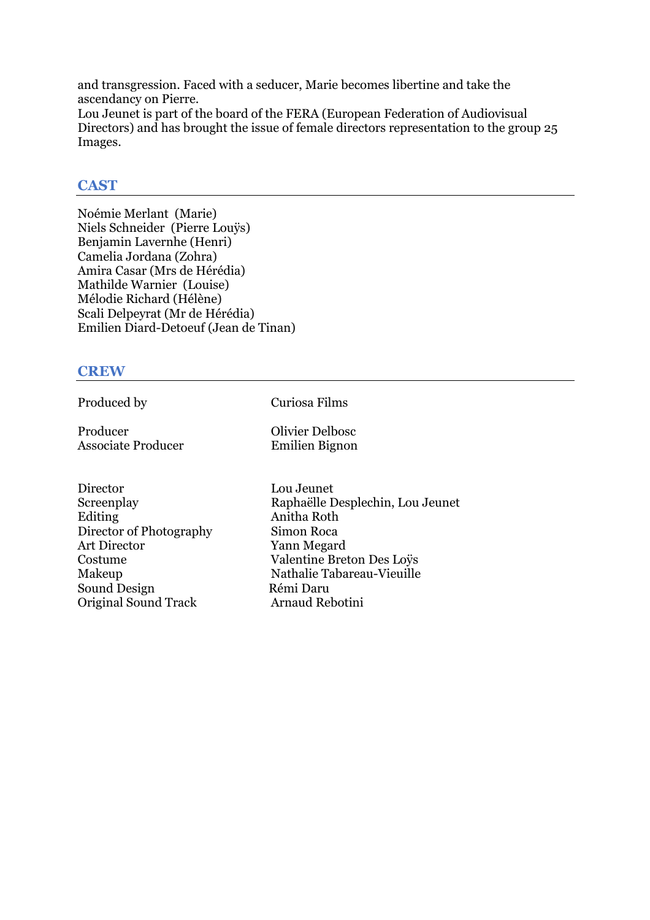and transgression. Faced with a seducer, Marie becomes libertine and take the ascendancy on Pierre.
Lou Jeunet is part of the board of the FERA (European Federation of Audiovisual Directors) and has brought the issue of female directors representation to the group 25 Images.

## CAST

Noémie Merlant (Marie)
Niels Schneider (Pierre Louÿs)
Benjamin Lavernhe (Henri)
Camelia Jordana (Zohra)
Amira Casar (Mrs de Hérédia)
Mathilde Warnier (Louise)
Mélodie Richard (Hélène)
Scali Delpeyrat (Mr de Hérédia)
Emilien Diard-Detoeuf (Jean de Tinan)

## CREW

| | |
|---|---|
| Produced by | Curiosa Films |
| Producer | Olivier Delbosc |
| Associate Producer | Emilien Bignon |
| Director | Lou Jeunet |
| Screenplay | Raphaëlle Desplechin, Lou Jeunet |
| Editing | Anitha Roth |
| Director of Photography | Simon Roca |
| Art Director | Yann Megard |
| Costume | Valentine Breton Des Loÿs |
| Makeup | Nathalie Tabareau-Vieuille |
| Sound Design | Rémi Daru |
| Original Sound Track | Arnaud Rebotini |